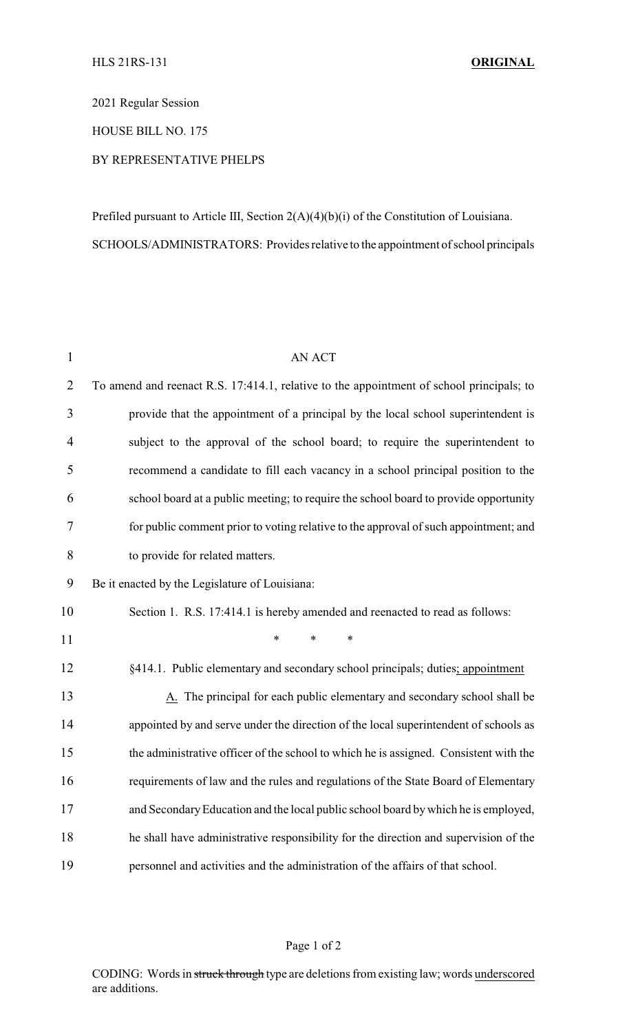HLS 21RS-131 **ORIGINAL**

2021 Regular Session

HOUSE BILL NO. 175

BY REPRESENTATIVE PHELPS

Prefiled pursuant to Article III, Section 2(A)(4)(b)(i) of the Constitution of Louisiana.

SCHOOLS/ADMINISTRATORS: Provides relative to the appointment of school principals

AN ACT

To amend and reenact R.S. 17:414.1, relative to the appointment of school principals; to provide that the appointment of a principal by the local school superintendent is subject to the approval of the school board; to require the superintendent to recommend a candidate to fill each vacancy in a school principal position to the school board at a public meeting; to require the school board to provide opportunity for public comment prior to voting relative to the approval of such appointment; and to provide for related matters.

Be it enacted by the Legislature of Louisiana:

Section 1. R.S. 17:414.1 is hereby amended and reenacted to read as follows:

\* \* \*

§414.1. Public elementary and secondary school principals; duties<u>; appointment</u>

<u>A.</u> The principal for each public elementary and secondary school shall be appointed by and serve under the direction of the local superintendent of schools as the administrative officer of the school to which he is assigned. Consistent with the requirements of law and the rules and regulations of the State Board of Elementary and Secondary Education and the local public school board by which he is employed, he shall have administrative responsibility for the direction and supervision of the personnel and activities and the administration of the affairs of that school.

CODING: Words in ~~struck through~~ type are deletions from existing law; words <u>underscored</u> are additions.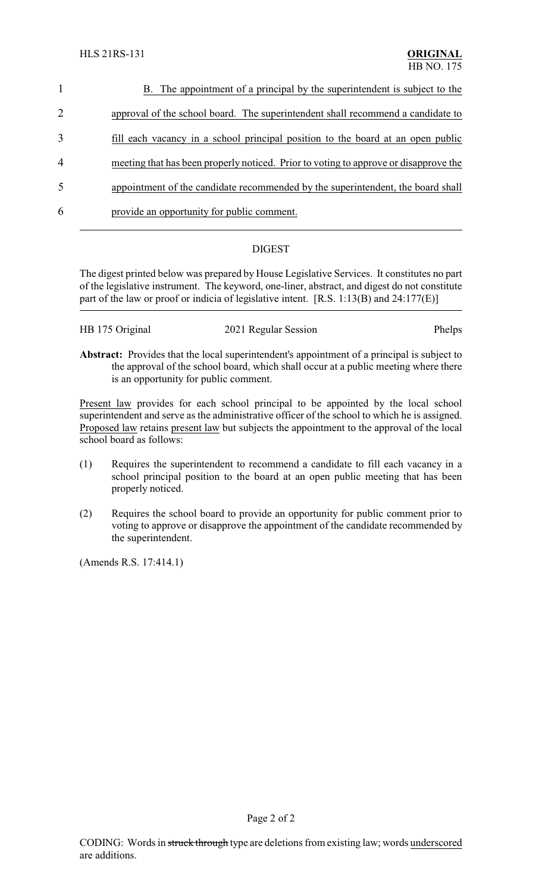1 B. The appointment of a principal by the superintendent is subject to the
2 approval of the school board. The superintendent shall recommend a candidate to
3 fill each vacancy in a school principal position to the board at an open public
4 meeting that has been properly noticed. Prior to voting to approve or disapprove the
5 appointment of the candidate recommended by the superintendent, the board shall
6 provide an opportunity for public comment.

## DIGEST

The digest printed below was prepared by House Legislative Services. It constitutes no part of the legislative instrument. The keyword, one-liner, abstract, and digest do not constitute part of the law or proof or indicia of legislative intent. [R.S. 1:13(B) and 24:177(E)]

HB 175 Original 2021 Regular Session Phelps

**Abstract:** Provides that the local superintendent's appointment of a principal is subject to the approval of the school board, which shall occur at a public meeting where there is an opportunity for public comment.

Present law provides for each school principal to be appointed by the local school superintendent and serve as the administrative officer of the school to which he is assigned. Proposed law retains present law but subjects the appointment to the approval of the local school board as follows:

(1) Requires the superintendent to recommend a candidate to fill each vacancy in a school principal position to the board at an open public meeting that has been properly noticed.

(2) Requires the school board to provide an opportunity for public comment prior to voting to approve or disapprove the appointment of the candidate recommended by the superintendent.

(Amends R.S. 17:414.1)

CODING: Words in struck through type are deletions from existing law; words underscored are additions.